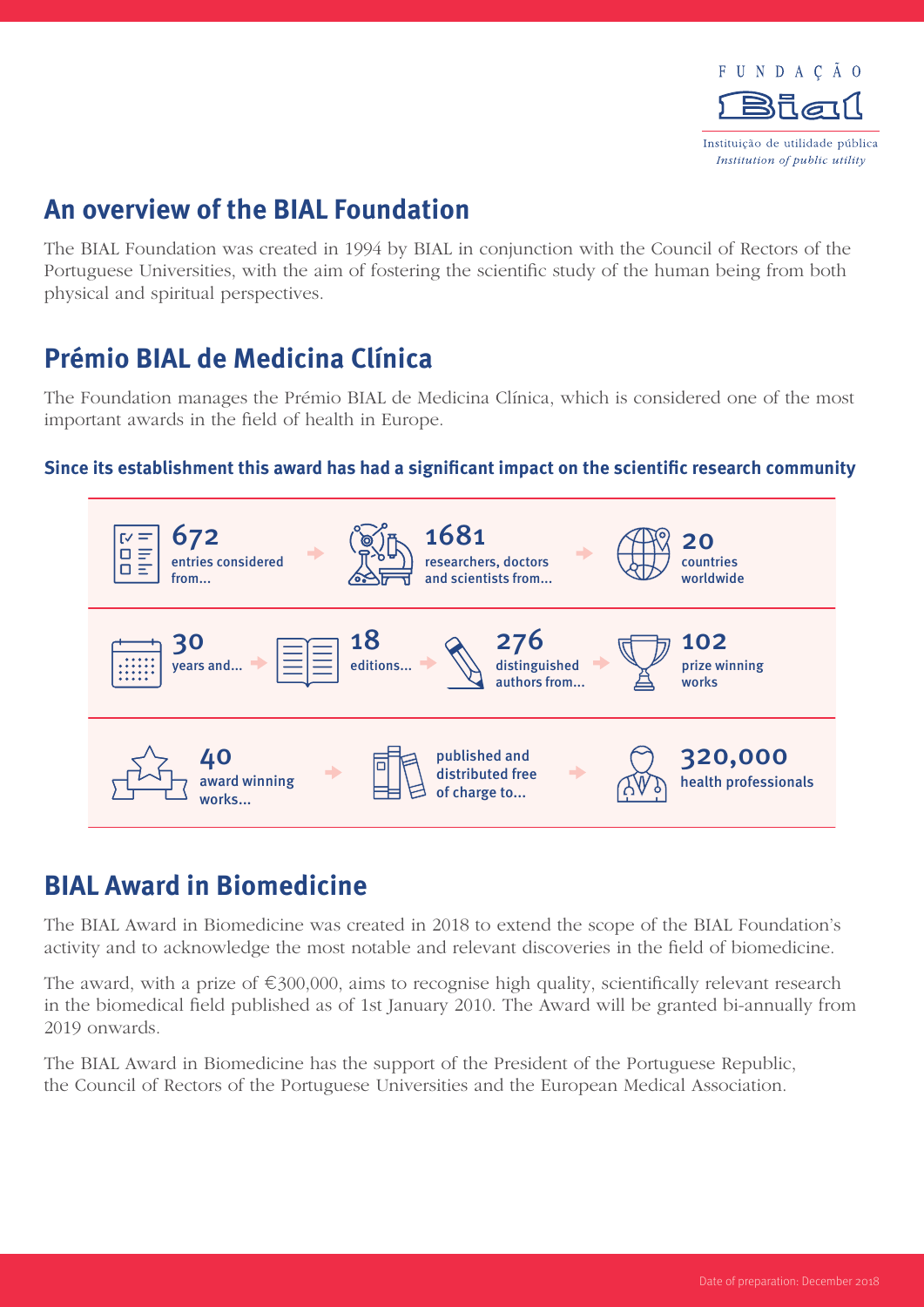FUNDAÇÃO

Bial

Instituição de utilidade pública

*Institution of public utility*

## An overview of the BIAL Foundation

The BIAL Foundation was created in 1994 by BIAL in conjunction with the Council of Rectors of the Portuguese Universities, with the aim of fostering the scientific study of the human being from both physical and spiritual perspectives.

## Prémio BIAL de Medicina Clínica

The Foundation manages the Prémio BIAL de Medicina Clínica, which is considered one of the most important awards in the field of health in Europe.

**Since its establishment this award has had a significant impact on the scientific research community**

**672** entries considered from... → **1681** researchers, doctors and scientists from... → **20** countries worldwide

**30** years and... → **18** editions... → **276** distinguished authors from... → **102** prize winning works

**40** award winning works... → published and distributed free of charge to... → **320,000** health professionals

## BIAL Award in Biomedicine

The BIAL Award in Biomedicine was created in 2018 to extend the scope of the BIAL Foundation's activity and to acknowledge the most notable and relevant discoveries in the field of biomedicine.

The award, with a prize of €300,000, aims to recognise high quality, scientifically relevant research in the biomedical field published as of 1st January 2010. The Award will be granted bi-annually from 2019 onwards.

The BIAL Award in Biomedicine has the support of the President of the Portuguese Republic, the Council of Rectors of the Portuguese Universities and the European Medical Association.

Date of preparation: December 2018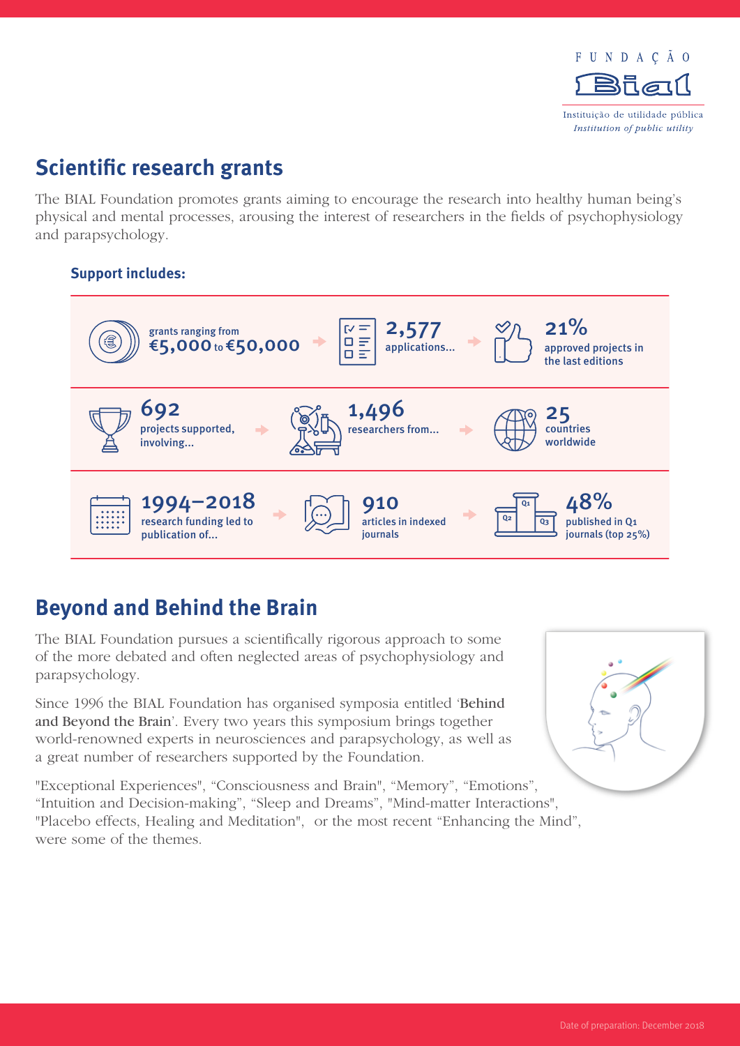FUNDAÇÃO

Bial

Instituição de utilidade pública

*Institution of public utility*

## Scientific research grants

The BIAL Foundation promotes grants aiming to encourage the research into healthy human being's physical and mental processes, arousing the interest of researchers in the fields of psychophysiology and parapsychology.

### Support includes:

grants ranging from **€5,000** to **€50,000**

**2,577** applications...

**21%** approved projects in the last editions

**692** projects supported, involving...

**1,496** researchers from...

**25** countries worldwide

**1994–2018** research funding led to publication of...

**910** articles in indexed journals

**48%** published in Q1 journals (top 25%)

## Beyond and Behind the Brain

The BIAL Foundation pursues a scientifically rigorous approach to some of the more debated and often neglected areas of psychophysiology and parapsychology.

Since 1996 the BIAL Foundation has organised symposia entitled 'Behind and Beyond the Brain'. Every two years this symposium brings together world-renowned experts in neurosciences and parapsychology, as well as a great number of researchers supported by the Foundation.

"Exceptional Experiences", "Consciousness and Brain", "Memory", "Emotions", "Intuition and Decision-making", "Sleep and Dreams", "Mind-matter Interactions", "Placebo effects, Healing and Meditation", or the most recent "Enhancing the Mind", were some of the themes.

Date of preparation: December 2018